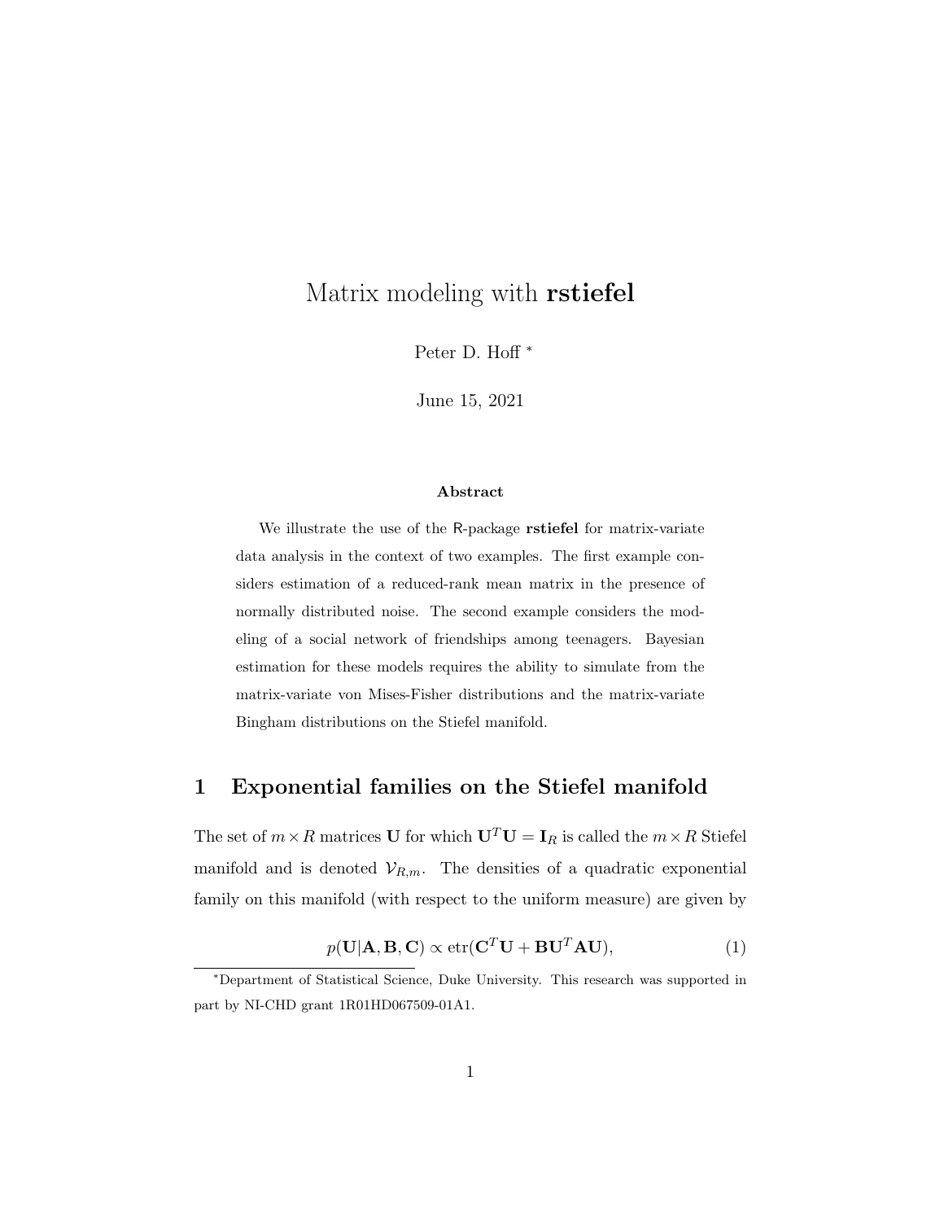# Matrix modeling with **rstiefel**

Peter D. Hoff [*]

June 15, 2021

### Abstract

We illustrate the use of the R-package **rstiefel** for matrix-variate data analysis in the context of two examples. The first example considers estimation of a reduced-rank mean matrix in the presence of normally distributed noise. The second example considers the modeling of a social network of friendships among teenagers. Bayesian estimation for these models requires the ability to simulate from the matrix-variate von Mises-Fisher distributions and the matrix-variate Bingham distributions on the Stiefel manifold.

## 1 Exponential families on the Stiefel manifold

The set of $m \times R$ matrices $\mathbf{U}$ for which $\mathbf{U}^T\mathbf{U} = \mathbf{I}_R$ is called the $m \times R$ Stiefel manifold and is denoted $\mathcal{V}_{R,m}$. The densities of a quadratic exponential family on this manifold (with respect to the uniform measure) are given by

$$p(\mathbf{U}|\mathbf{A}, \mathbf{B}, \mathbf{C}) \propto \text{etr}(\mathbf{C}^T\mathbf{U} + \mathbf{B}\mathbf{U}^T\mathbf{A}\mathbf{U}), \tag{1}$$

[*] Department of Statistical Science, Duke University. This research was supported in part by NI-CHD grant 1R01HD067509-01A1.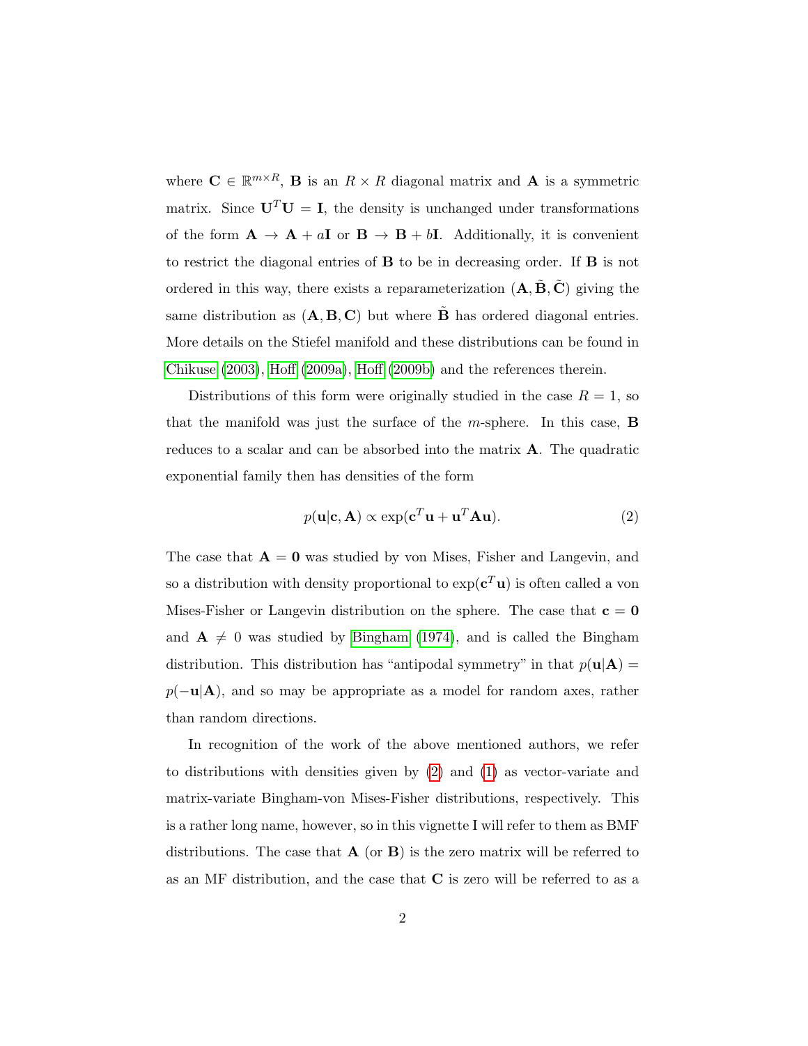where $\mathbf{C} \in \mathbb{R}^{m \times R}$, $\mathbf{B}$ is an $R \times R$ diagonal matrix and $\mathbf{A}$ is a symmetric matrix. Since $\mathbf{U}^T\mathbf{U} = \mathbf{I}$, the density is unchanged under transformations of the form $\mathbf{A} \to \mathbf{A} + a\mathbf{I}$ or $\mathbf{B} \to \mathbf{B} + b\mathbf{I}$. Additionally, it is convenient to restrict the diagonal entries of $\mathbf{B}$ to be in decreasing order. If $\mathbf{B}$ is not ordered in this way, there exists a reparameterization $(\mathbf{A}, \tilde{\mathbf{B}}, \tilde{\mathbf{C}})$ giving the same distribution as $(\mathbf{A}, \mathbf{B}, \mathbf{C})$ but where $\tilde{\mathbf{B}}$ has ordered diagonal entries. More details on the Stiefel manifold and these distributions can be found in Chikuse (2003), Hoff (2009a), Hoff (2009b) and the references therein.

Distributions of this form were originally studied in the case $R = 1$, so that the manifold was just the surface of the $m$-sphere. In this case, $\mathbf{B}$ reduces to a scalar and can be absorbed into the matrix $\mathbf{A}$. The quadratic exponential family then has densities of the form

$$p(\mathbf{u}|\mathbf{c}, \mathbf{A}) \propto \exp(\mathbf{c}^T\mathbf{u} + \mathbf{u}^T\mathbf{A}\mathbf{u}). \tag{2}$$

The case that $\mathbf{A} = \mathbf{0}$ was studied by von Mises, Fisher and Langevin, and so a distribution with density proportional to $\exp(\mathbf{c}^T\mathbf{u})$ is often called a von Mises-Fisher or Langevin distribution on the sphere. The case that $\mathbf{c} = \mathbf{0}$ and $\mathbf{A} \neq 0$ was studied by Bingham (1974), and is called the Bingham distribution. This distribution has "antipodal symmetry" in that $p(\mathbf{u}|\mathbf{A}) = p(-\mathbf{u}|\mathbf{A})$, and so may be appropriate as a model for random axes, rather than random directions.

In recognition of the work of the above mentioned authors, we refer to distributions with densities given by (2) and (1) as vector-variate and matrix-variate Bingham-von Mises-Fisher distributions, respectively. This is a rather long name, however, so in this vignette I will refer to them as BMF distributions. The case that $\mathbf{A}$ (or $\mathbf{B}$) is the zero matrix will be referred to as an MF distribution, and the case that $\mathbf{C}$ is zero will be referred to as a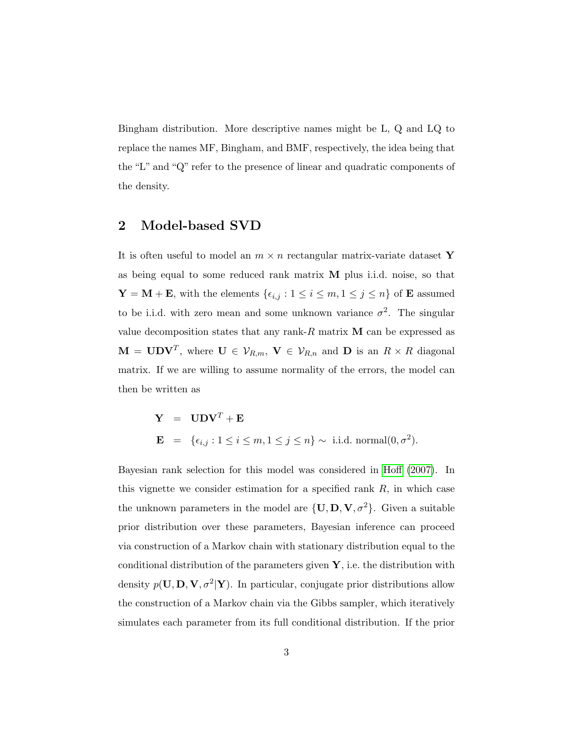Bingham distribution. More descriptive names might be L, Q and LQ to replace the names MF, Bingham, and BMF, respectively, the idea being that the "L" and "Q" refer to the presence of linear and quadratic components of the density.

## 2 Model-based SVD

It is often useful to model an $m \times n$ rectangular matrix-variate dataset $\mathbf{Y}$ as being equal to some reduced rank matrix $\mathbf{M}$ plus i.i.d. noise, so that $\mathbf{Y} = \mathbf{M} + \mathbf{E}$, with the elements $\{\epsilon_{i,j} : 1 \leq i \leq m, 1 \leq j \leq n\}$ of $\mathbf{E}$ assumed to be i.i.d. with zero mean and some unknown variance $\sigma^2$. The singular value decomposition states that any rank-$R$ matrix $\mathbf{M}$ can be expressed as $\mathbf{M} = \mathbf{U}\mathbf{D}\mathbf{V}^T$, where $\mathbf{U} \in \mathcal{V}_{R,m}$, $\mathbf{V} \in \mathcal{V}_{R,n}$ and $\mathbf{D}$ is an $R \times R$ diagonal matrix. If we are willing to assume normality of the errors, the model can then be written as

$$
\begin{aligned}
\mathbf{Y} &= \mathbf{U}\mathbf{D}\mathbf{V}^T + \mathbf{E} \\
\mathbf{E} &= \{\epsilon_{i,j} : 1 \leq i \leq m, 1 \leq j \leq n\} \sim \text{ i.i.d. normal}(0, \sigma^2).
\end{aligned}
$$

Bayesian rank selection for this model was considered in Hoff (2007). In this vignette we consider estimation for a specified rank $R$, in which case the unknown parameters in the model are $\{\mathbf{U}, \mathbf{D}, \mathbf{V}, \sigma^2\}$. Given a suitable prior distribution over these parameters, Bayesian inference can proceed via construction of a Markov chain with stationary distribution equal to the conditional distribution of the parameters given $\mathbf{Y}$, i.e. the distribution with density $p(\mathbf{U}, \mathbf{D}, \mathbf{V}, \sigma^2 | \mathbf{Y})$. In particular, conjugate prior distributions allow the construction of a Markov chain via the Gibbs sampler, which iteratively simulates each parameter from its full conditional distribution. If the prior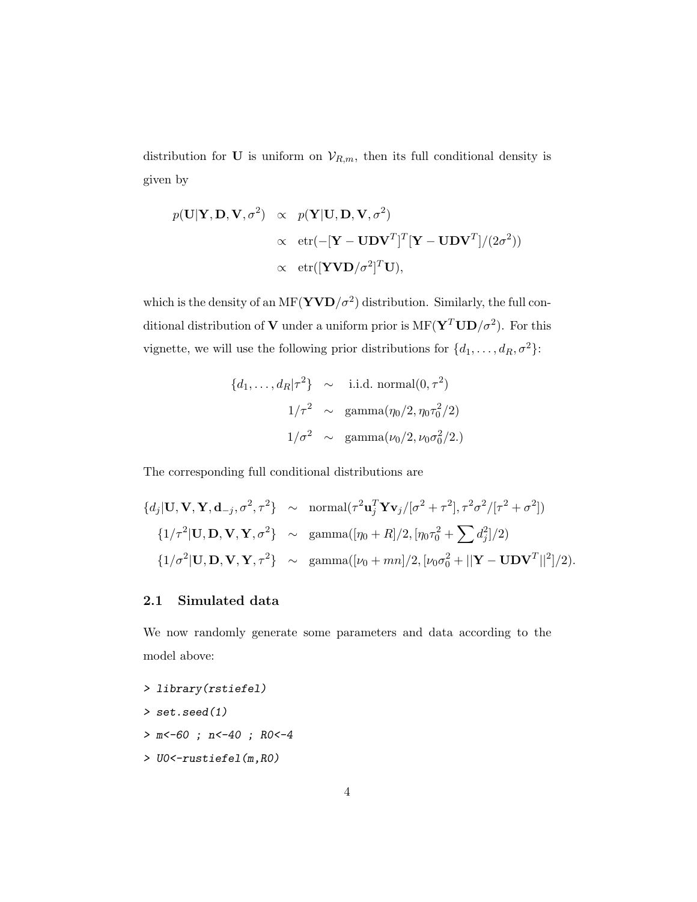distribution for $\mathbf{U}$ is uniform on $\mathcal{V}_{R,m}$, then its full conditional density is given by

$$
\begin{aligned}
p(\mathbf{U}|\mathbf{Y}, \mathbf{D}, \mathbf{V}, \sigma^2) &\propto p(\mathbf{Y}|\mathbf{U}, \mathbf{D}, \mathbf{V}, \sigma^2) \\
&\propto \text{etr}(-[\mathbf{Y} - \mathbf{U}\mathbf{D}\mathbf{V}^T]^T[\mathbf{Y} - \mathbf{U}\mathbf{D}\mathbf{V}^T]/(2\sigma^2)) \\
&\propto \text{etr}([\mathbf{Y}\mathbf{V}\mathbf{D}/\sigma^2]^T\mathbf{U}),
\end{aligned}
$$

which is the density of an $\text{MF}(\mathbf{Y}\mathbf{V}\mathbf{D}/\sigma^2)$ distribution. Similarly, the full conditional distribution of $\mathbf{V}$ under a uniform prior is $\text{MF}(\mathbf{Y}^T\mathbf{U}\mathbf{D}/\sigma^2)$. For this vignette, we will use the following prior distributions for $\{d_1, \ldots, d_R, \sigma^2\}$:

$$
\begin{aligned}
\{d_1, \ldots, d_R|\tau^2\} &\sim \text{ i.i.d. normal}(0, \tau^2) \\
1/\tau^2 &\sim \text{gamma}(\eta_0/2, \eta_0\tau_0^2/2) \\
1/\sigma^2 &\sim \text{gamma}(\nu_0/2, \nu_0\sigma_0^2/2.)
\end{aligned}
$$

The corresponding full conditional distributions are

$$
\begin{aligned}
\{d_j|\mathbf{U}, \mathbf{V}, \mathbf{Y}, \mathbf{d}_{-j}, \sigma^2, \tau^2\} &\sim \text{normal}(\tau^2\mathbf{u}_j^T\mathbf{Y}\mathbf{v}_j/[\sigma^2 + \tau^2], \tau^2\sigma^2/[\tau^2 + \sigma^2]) \\
\{1/\tau^2|\mathbf{U}, \mathbf{D}, \mathbf{V}, \mathbf{Y}, \sigma^2\} &\sim \text{gamma}([\eta_0 + R]/2, [\eta_0\tau_0^2 + \sum d_j^2]/2) \\
\{1/\sigma^2|\mathbf{U}, \mathbf{D}, \mathbf{V}, \mathbf{Y}, \tau^2\} &\sim \text{gamma}([\nu_0 + mn]/2, [\nu_0\sigma_0^2 + ||\mathbf{Y} - \mathbf{U}\mathbf{D}\mathbf{V}^T||^2]/2).
\end{aligned}
$$

## 2.1 Simulated data

We now randomly generate some parameters and data according to the model above:

```
> library(rstiefel)
> set.seed(1)
> m<-60 ; n<-40 ; R0<-4
> U0<-rustiefel(m,R0)
```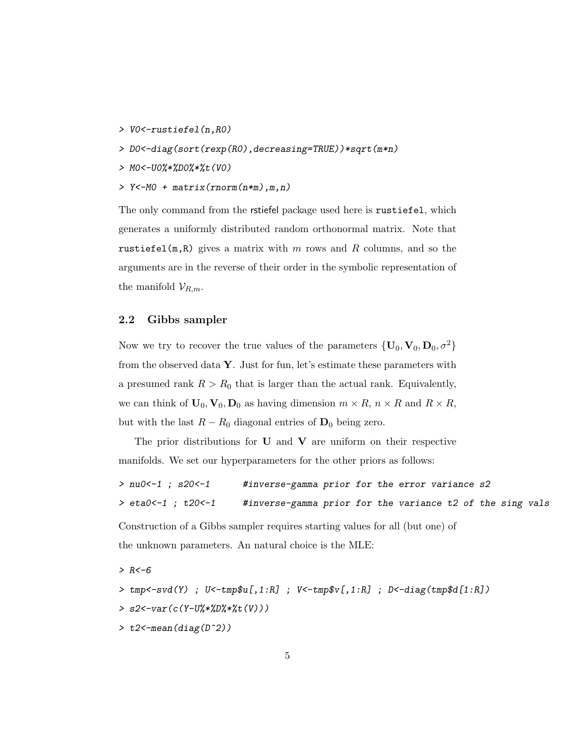```
> V0<-rustiefel(n,R0)

> D0<-diag(sort(rexp(R0),decreasing=TRUE))*sqrt(m*n)

> M0<-U0%*%D0%*%t(V0)

> Y<-M0 + matrix(rnorm(n*m),m,n)
```

The only command from the rstiefel package used here is `rustiefel`, which generates a uniformly distributed random orthonormal matrix. Note that `rustiefel(m,R)` gives a matrix with $m$ rows and $R$ columns, and so the arguments are in the reverse of their order in the symbolic representation of the manifold $\mathcal{V}_{R,m}$.

### 2.2 Gibbs sampler

Now we try to recover the true values of the parameters $\{\mathbf{U}_0, \mathbf{V}_0, \mathbf{D}_0, \sigma^2\}$ from the observed data $\mathbf{Y}$. Just for fun, let's estimate these parameters with a presumed rank $R > R_0$ that is larger than the actual rank. Equivalently, we can think of $\mathbf{U}_0, \mathbf{V}_0, \mathbf{D}_0$ as having dimension $m \times R$, $n \times R$ and $R \times R$, but with the last $R - R_0$ diagonal entries of $\mathbf{D}_0$ being zero.

The prior distributions for $\mathbf{U}$ and $\mathbf{V}$ are uniform on their respective manifolds. We set our hyperparameters for the other priors as follows:

```
> nu0<-1 ; s20<-1       #inverse-gamma prior for the error variance s2

> eta0<-1 ; t20<-1      #inverse-gamma prior for the variance t2 of the sing vals
```

Construction of a Gibbs sampler requires starting values for all (but one) of the unknown parameters. An natural choice is the MLE:

```
> R<-6

> tmp<-svd(Y) ; U<-tmp$u[,1:R] ; V<-tmp$v[,1:R] ; D<-diag(tmp$d[1:R])

> s2<-var(c(Y-U%*%D%*%t(V)))

> t2<-mean(diag(D^2))
```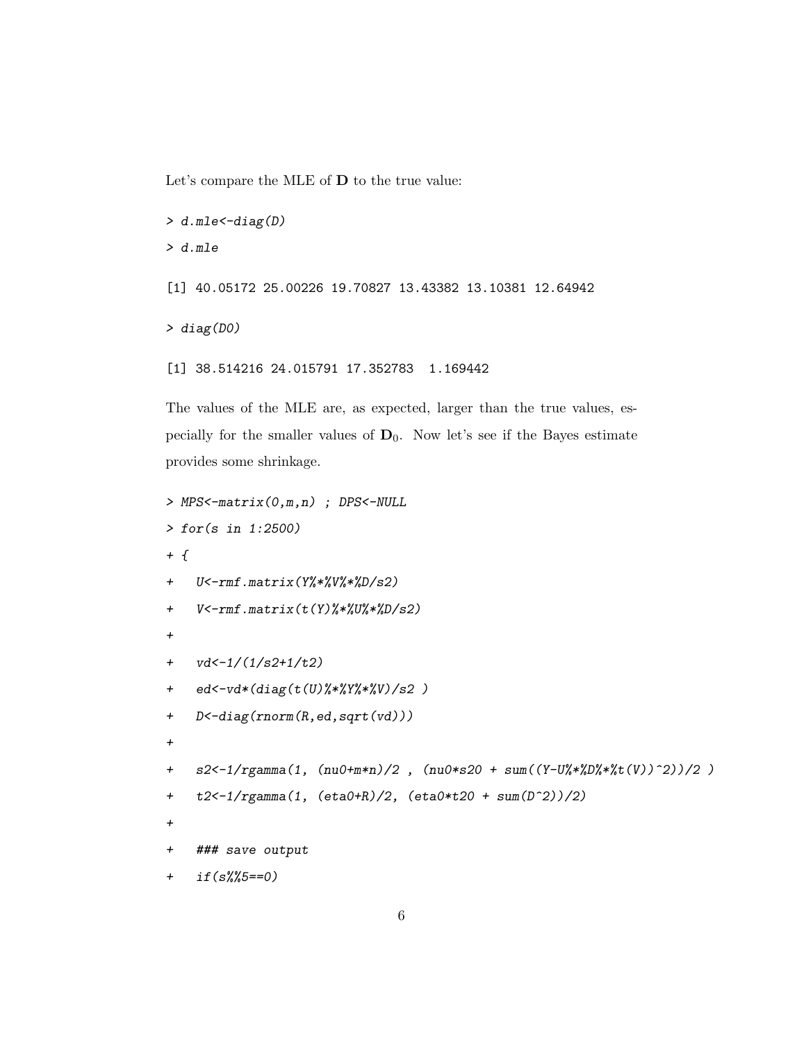Let's compare the MLE of $\mathbf{D}$ to the true value:

```
> d.mle<-diag(D)
> d.mle

[1] 40.05172 25.00226 19.70827 13.43382 13.10381 12.64942

> diag(D0)

[1] 38.514216 24.015791 17.352783  1.169442
```

The values of the MLE are, as expected, larger than the true values, especially for the smaller values of $\mathbf{D}_0$. Now let's see if the Bayes estimate provides some shrinkage.

```
> MPS<-matrix(0,m,n) ; DPS<-NULL
> for(s in 1:2500)
+ {
+   U<-rmf.matrix(Y%*%V%*%D/s2)
+   V<-rmf.matrix(t(Y)%*%U%*%D/s2)
+
+   vd<-1/(1/s2+1/t2)
+   ed<-vd*(diag(t(U)%*%Y%*%V)/s2 )
+   D<-diag(rnorm(R,ed,sqrt(vd)))
+
+   s2<-1/rgamma(1, (nu0+m*n)/2 , (nu0*s20 + sum((Y-U%*%D%*%t(V))^2))/2 )
+   t2<-1/rgamma(1, (eta0+R)/2, (eta0*t20 + sum(D^2))/2)
+
+   ### save output
+   if(s%%5==0)
```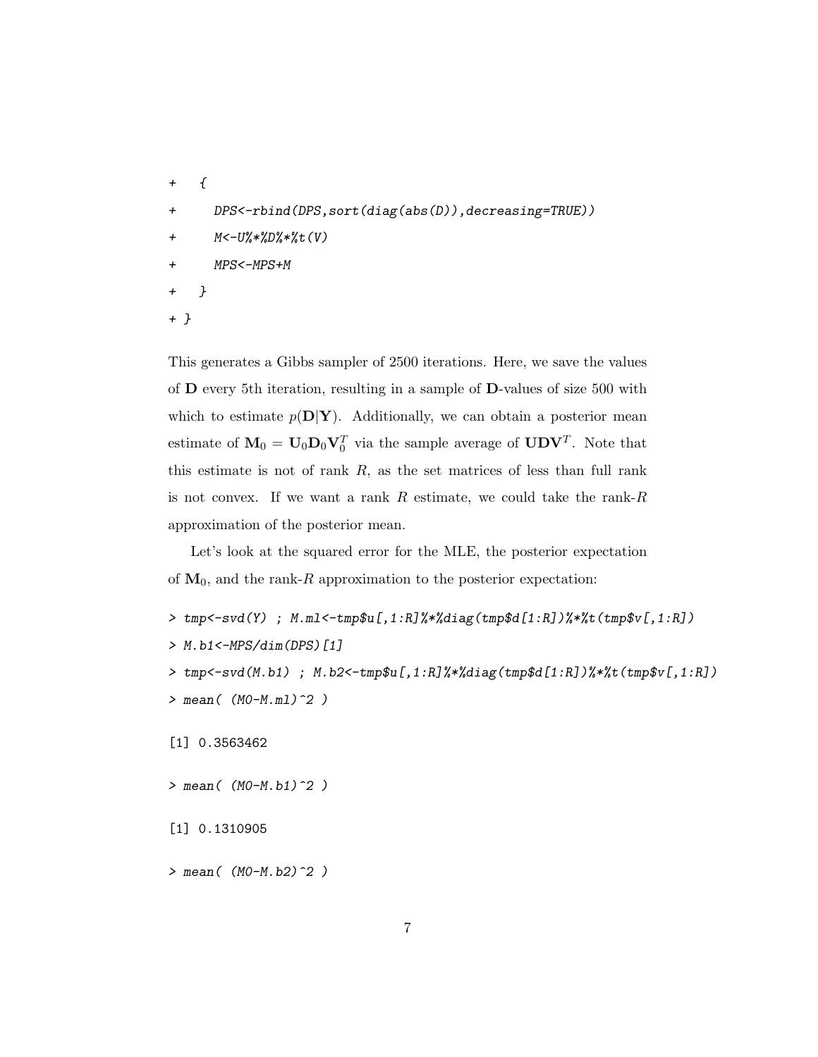```
+   {
+     DPS<-rbind(DPS,sort(diag(abs(D)),decreasing=TRUE))
+     M<-U%*%D%*%t(V)
+     MPS<-MPS+M
+   }
+ }
```

This generates a Gibbs sampler of 2500 iterations. Here, we save the values of $\mathbf{D}$ every 5th iteration, resulting in a sample of $\mathbf{D}$-values of size 500 with which to estimate $p(\mathbf{D}|\mathbf{Y})$. Additionally, we can obtain a posterior mean estimate of $\mathbf{M}_0 = \mathbf{U}_0\mathbf{D}_0\mathbf{V}_0^T$ via the sample average of $\mathbf{UDV}^T$. Note that this estimate is not of rank $R$, as the set matrices of less than full rank is not convex. If we want a rank $R$ estimate, we could take the rank-$R$ approximation of the posterior mean.

Let's look at the squared error for the MLE, the posterior expectation of $\mathbf{M}_0$, and the rank-$R$ approximation to the posterior expectation:

```
> tmp<-svd(Y) ; M.ml<-tmp$u[,1:R]%*%diag(tmp$d[1:R])%*%t(tmp$v[,1:R])
> M.b1<-MPS/dim(DPS)[1]
> tmp<-svd(M.b1) ; M.b2<-tmp$u[,1:R]%*%diag(tmp$d[1:R])%*%t(tmp$v[,1:R])
> mean( (M0-M.ml)^2 )

[1] 0.3563462

> mean( (M0-M.b1)^2 )

[1] 0.1310905

> mean( (M0-M.b2)^2 )
```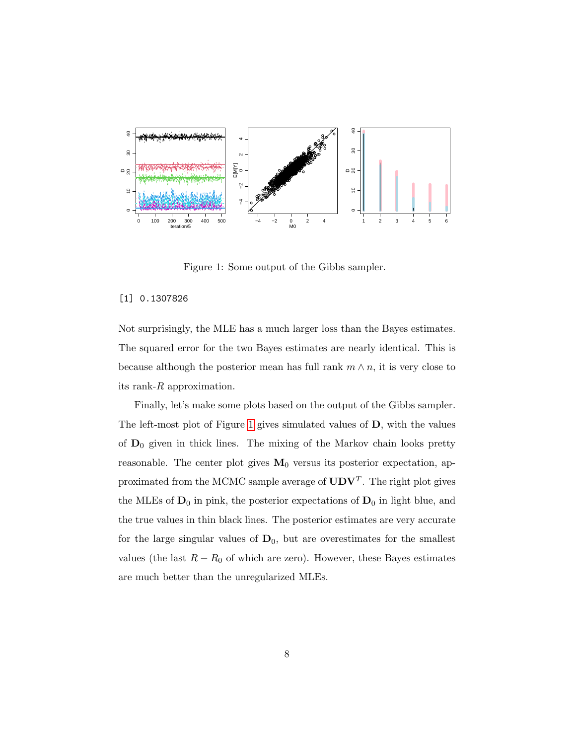Figure 1: Some output of the Gibbs sampler.

```
[1] 0.1307826
```

Not surprisingly, the MLE has a much larger loss than the Bayes estimates. The squared error for the two Bayes estimates are nearly identical. This is because although the posterior mean has full rank $m \wedge n$, it is very close to its rank-$R$ approximation.

Finally, let's make some plots based on the output of the Gibbs sampler. The left-most plot of Figure 1 gives simulated values of $\mathbf{D}$, with the values of $\mathbf{D}_0$ given in thick lines. The mixing of the Markov chain looks pretty reasonable. The center plot gives $\mathbf{M}_0$ versus its posterior expectation, approximated from the MCMC sample average of $\mathbf{UDV}^T$. The right plot gives the MLEs of $\mathbf{D}_0$ in pink, the posterior expectations of $\mathbf{D}_0$ in light blue, and the true values in thin black lines. The posterior estimates are very accurate for the large singular values of $\mathbf{D}_0$, but are overestimates for the smallest values (the last $R - R_0$ of which are zero). However, these Bayes estimates are much better than the unregularized MLEs.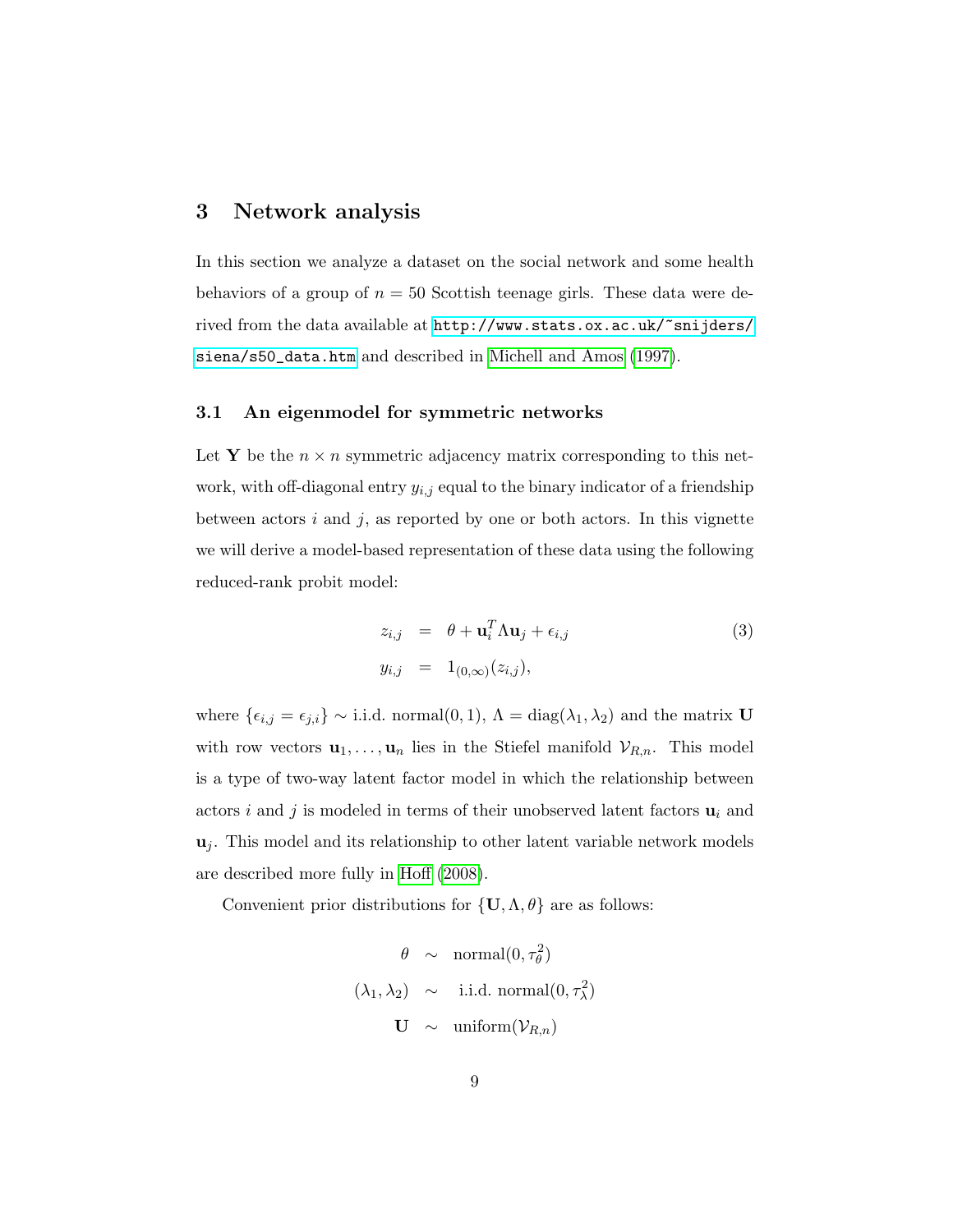## 3 Network analysis

In this section we analyze a dataset on the social network and some health behaviors of a group of $n = 50$ Scottish teenage girls. These data were derived from the data available at http://www.stats.ox.ac.uk/~snijders/siena/s50_data.htm and described in Michell and Amos (1997).

### 3.1 An eigenmodel for symmetric networks

Let $\mathbf{Y}$ be the $n \times n$ symmetric adjacency matrix corresponding to this network, with off-diagonal entry $y_{i,j}$ equal to the binary indicator of a friendship between actors $i$ and $j$, as reported by one or both actors. In this vignette we will derive a model-based representation of these data using the following reduced-rank probit model:

$$
\begin{aligned}
z_{i,j} &= \theta + \mathbf{u}_i^T \Lambda \mathbf{u}_j + \epsilon_{i,j} \qquad (3) \\
y_{i,j} &= 1_{(0,\infty)}(z_{i,j}),
\end{aligned}
$$

where $\{\epsilon_{i,j} = \epsilon_{j,i}\} \sim$ i.i.d. normal$(0, 1)$, $\Lambda = \text{diag}(\lambda_1, \lambda_2)$ and the matrix $\mathbf{U}$ with row vectors $\mathbf{u}_1, \ldots, \mathbf{u}_n$ lies in the Stiefel manifold $\mathcal{V}_{R,n}$. This model is a type of two-way latent factor model in which the relationship between actors $i$ and $j$ is modeled in terms of their unobserved latent factors $\mathbf{u}_i$ and $\mathbf{u}_j$. This model and its relationship to other latent variable network models are described more fully in Hoff (2008).

Convenient prior distributions for $\{\mathbf{U}, \Lambda, \theta\}$ are as follows:

$$
\begin{aligned}
\theta &\sim \text{normal}(0, \tau_\theta^2) \\
(\lambda_1, \lambda_2) &\sim \text{i.i.d. normal}(0, \tau_\lambda^2) \\
\mathbf{U} &\sim \text{uniform}(\mathcal{V}_{R,n})
\end{aligned}
$$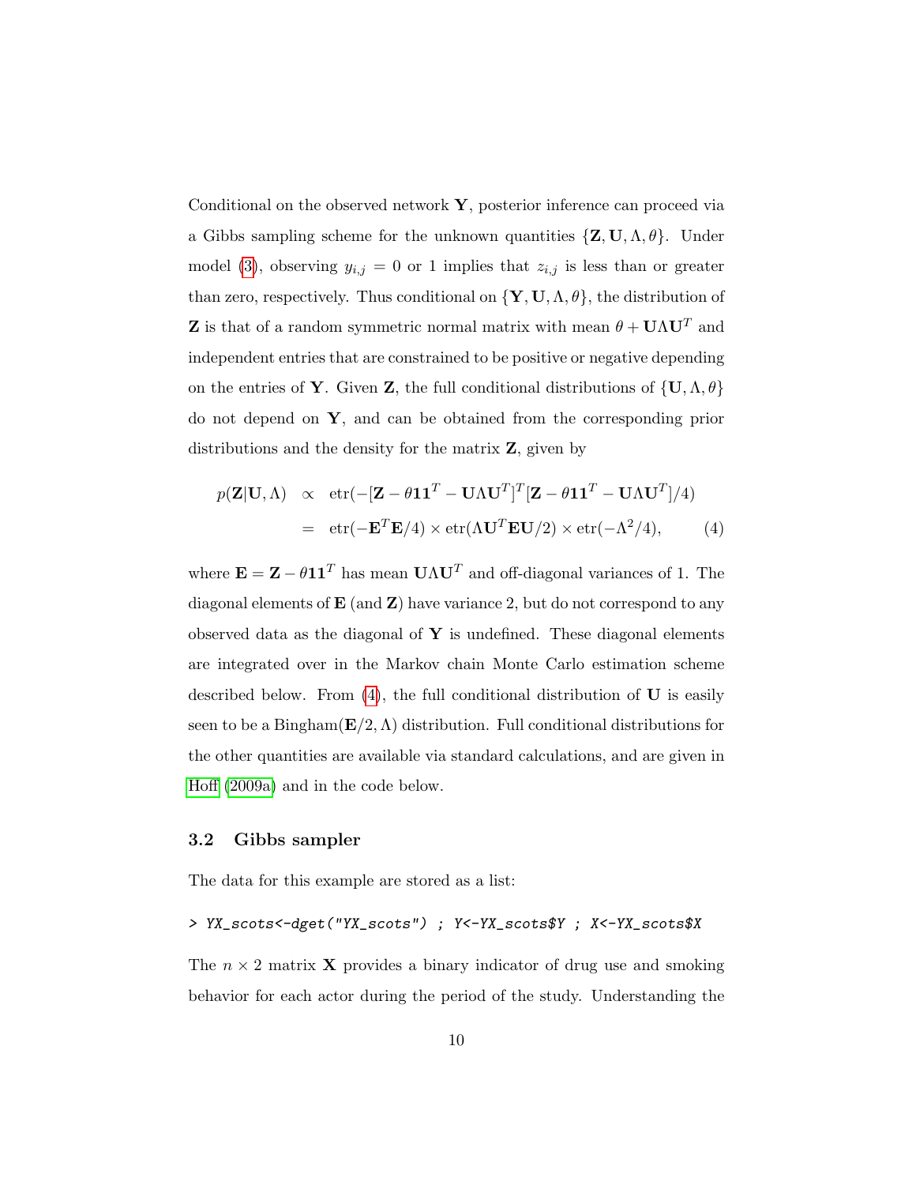Conditional on the observed network $\mathbf{Y}$, posterior inference can proceed via a Gibbs sampling scheme for the unknown quantities $\{\mathbf{Z}, \mathbf{U}, \Lambda, \theta\}$. Under model (3), observing $y_{i,j} = 0$ or 1 implies that $z_{i,j}$ is less than or greater than zero, respectively. Thus conditional on $\{\mathbf{Y}, \mathbf{U}, \Lambda, \theta\}$, the distribution of $\mathbf{Z}$ is that of a random symmetric normal matrix with mean $\theta + \mathbf{U}\Lambda\mathbf{U}^T$ and independent entries that are constrained to be positive or negative depending on the entries of $\mathbf{Y}$. Given $\mathbf{Z}$, the full conditional distributions of $\{\mathbf{U}, \Lambda, \theta\}$ do not depend on $\mathbf{Y}$, and can be obtained from the corresponding prior distributions and the density for the matrix $\mathbf{Z}$, given by

$$
\begin{aligned}
p(\mathbf{Z}|\mathbf{U}, \Lambda) &\propto \operatorname{etr}(-[\mathbf{Z} - \theta\mathbf{1}\mathbf{1}^T - \mathbf{U}\Lambda\mathbf{U}^T]^T[\mathbf{Z} - \theta\mathbf{1}\mathbf{1}^T - \mathbf{U}\Lambda\mathbf{U}^T]/4) \\
&= \operatorname{etr}(-\mathbf{E}^T\mathbf{E}/4) \times \operatorname{etr}(\Lambda\mathbf{U}^T\mathbf{E}\mathbf{U}/2) \times \operatorname{etr}(-\Lambda^2/4), \qquad (4)
\end{aligned}
$$

where $\mathbf{E} = \mathbf{Z} - \theta\mathbf{1}\mathbf{1}^T$ has mean $\mathbf{U}\Lambda\mathbf{U}^T$ and off-diagonal variances of 1. The diagonal elements of $\mathbf{E}$ (and $\mathbf{Z}$) have variance 2, but do not correspond to any observed data as the diagonal of $\mathbf{Y}$ is undefined. These diagonal elements are integrated over in the Markov chain Monte Carlo estimation scheme described below. From (4), the full conditional distribution of $\mathbf{U}$ is easily seen to be a Bingham$(\mathbf{E}/2, \Lambda)$ distribution. Full conditional distributions for the other quantities are available via standard calculations, and are given in Hoff (2009a) and in the code below.

### 3.2 Gibbs sampler

The data for this example are stored as a list:

```
> YX_scots<-dget("YX_scots") ; Y<-YX_scots$Y ; X<-YX_scots$X
```

The $n \times 2$ matrix $\mathbf{X}$ provides a binary indicator of drug use and smoking behavior for each actor during the period of the study. Understanding the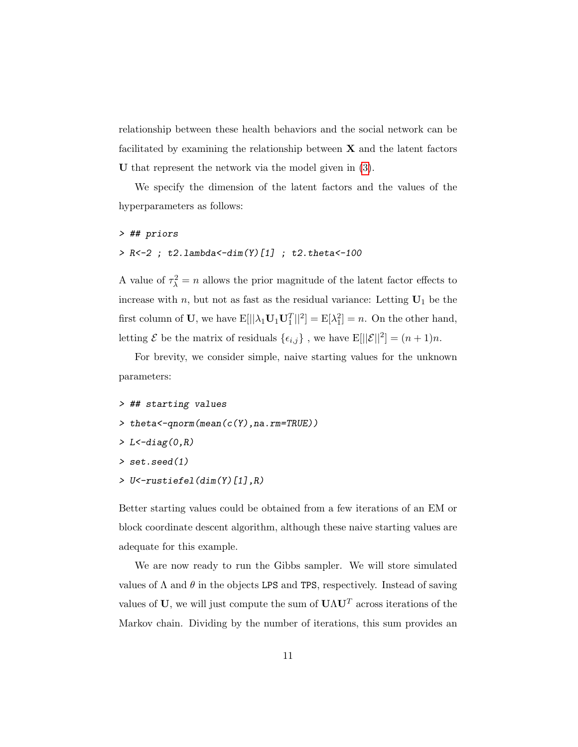relationship between these health behaviors and the social network can be facilitated by examining the relationship between $\mathbf{X}$ and the latent factors $\mathbf{U}$ that represent the network via the model given in (3).

We specify the dimension of the latent factors and the values of the hyperparameters as follows:

```
> ## priors
> R<-2 ; t2.lambda<-dim(Y)[1] ; t2.theta<-100
```

A value of $\tau_\lambda^2 = n$ allows the prior magnitude of the latent factor effects to increase with $n$, but not as fast as the residual variance: Letting $\mathbf{U}_1$ be the first column of $\mathbf{U}$, we have $\mathrm{E}[||\lambda_1 \mathbf{U}_1 \mathbf{U}_1^T||^2] = \mathrm{E}[\lambda_1^2] = n$. On the other hand, letting $\mathcal{E}$ be the matrix of residuals $\{\epsilon_{i,j}\}$ , we have $\mathrm{E}[||\mathcal{E}||^2] = (n+1)n$.

For brevity, we consider simple, naive starting values for the unknown parameters:

```
> ## starting values
> theta<-qnorm(mean(c(Y),na.rm=TRUE))
> L<-diag(0,R)
> set.seed(1)
> U<-rustiefel(dim(Y)[1],R)
```

Better starting values could be obtained from a few iterations of an EM or block coordinate descent algorithm, although these naive starting values are adequate for this example.

We are now ready to run the Gibbs sampler. We will store simulated values of $\Lambda$ and $\theta$ in the objects `LPS` and `TPS`, respectively. Instead of saving values of $\mathbf{U}$, we will just compute the sum of $\mathbf{U}\Lambda\mathbf{U}^T$ across iterations of the Markov chain. Dividing by the number of iterations, this sum provides an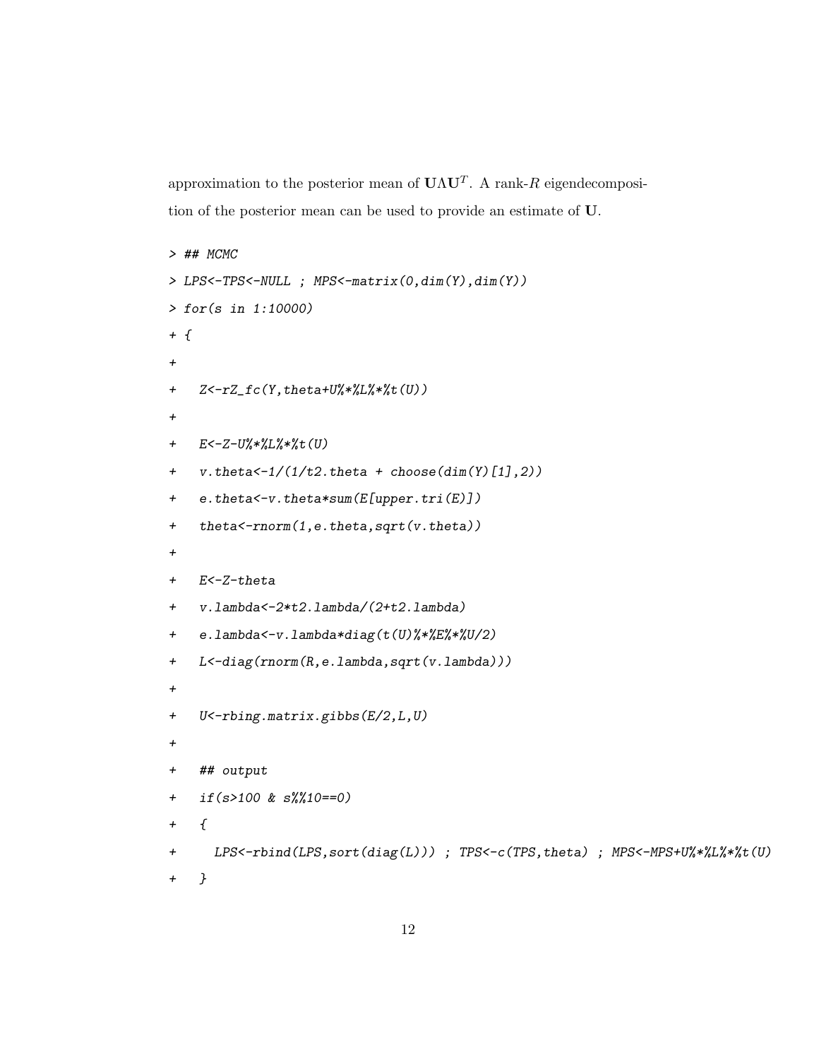approximation to the posterior mean of $\mathbf{U}\Lambda\mathbf{U}^T$. A rank-$R$ eigendecomposition of the posterior mean can be used to provide an estimate of $\mathbf{U}$.

```
> ## MCMC
> LPS<-TPS<-NULL ; MPS<-matrix(0,dim(Y),dim(Y))
> for(s in 1:10000)
+ {
+
+   Z<-rZ_fc(Y,theta+U%*%L%*%t(U))
+
+   E<-Z-U%*%L%*%t(U)
+   v.theta<-1/(1/t2.theta + choose(dim(Y)[1],2))
+   e.theta<-v.theta*sum(E[upper.tri(E)])
+   theta<-rnorm(1,e.theta,sqrt(v.theta))
+
+   E<-Z-theta
+   v.lambda<-2*t2.lambda/(2+t2.lambda)
+   e.lambda<-v.lambda*diag(t(U)%*%E%*%U/2)
+   L<-diag(rnorm(R,e.lambda,sqrt(v.lambda)))
+
+   U<-rbing.matrix.gibbs(E/2,L,U)
+
+   ## output
+   if(s>100 & s%%10==0)
+   {
+     LPS<-rbind(LPS,sort(diag(L))) ; TPS<-c(TPS,theta) ; MPS<-MPS+U%*%L%*%t(U)
+   }
```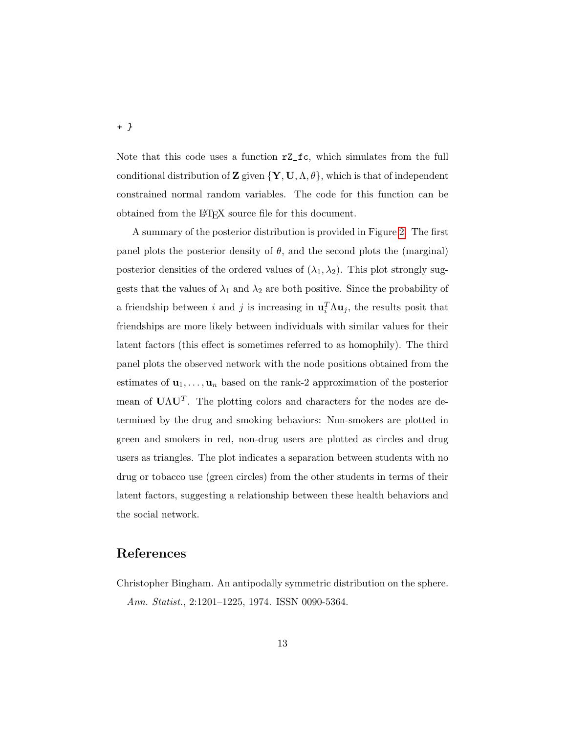```
+ }
```

Note that this code uses a function `rZ_fc`, which simulates from the full conditional distribution of $\mathbf{Z}$ given $\{\mathbf{Y}, \mathbf{U}, \Lambda, \theta\}$, which is that of independent constrained normal random variables. The code for this function can be obtained from the LaTeX source file for this document.

A summary of the posterior distribution is provided in Figure 2. The first panel plots the posterior density of $\theta$, and the second plots the (marginal) posterior densities of the ordered values of $(\lambda_1, \lambda_2)$. This plot strongly suggests that the values of $\lambda_1$ and $\lambda_2$ are both positive. Since the probability of a friendship between $i$ and $j$ is increasing in $\mathbf{u}_i^T \Lambda \mathbf{u}_j$, the results posit that friendships are more likely between individuals with similar values for their latent factors (this effect is sometimes referred to as homophily). The third panel plots the observed network with the node positions obtained from the estimates of $\mathbf{u}_1, \ldots, \mathbf{u}_n$ based on the rank-2 approximation of the posterior mean of $\mathbf{U}\Lambda\mathbf{U}^T$. The plotting colors and characters for the nodes are determined by the drug and smoking behaviors: Non-smokers are plotted in green and smokers in red, non-drug users are plotted as circles and drug users as triangles. The plot indicates a separation between students with no drug or tobacco use (green circles) from the other students in terms of their latent factors, suggesting a relationship between these health behaviors and the social network.

## References

Christopher Bingham. An antipodally symmetric distribution on the sphere. *Ann. Statist.*, 2:1201–1225, 1974. ISSN 0090-5364.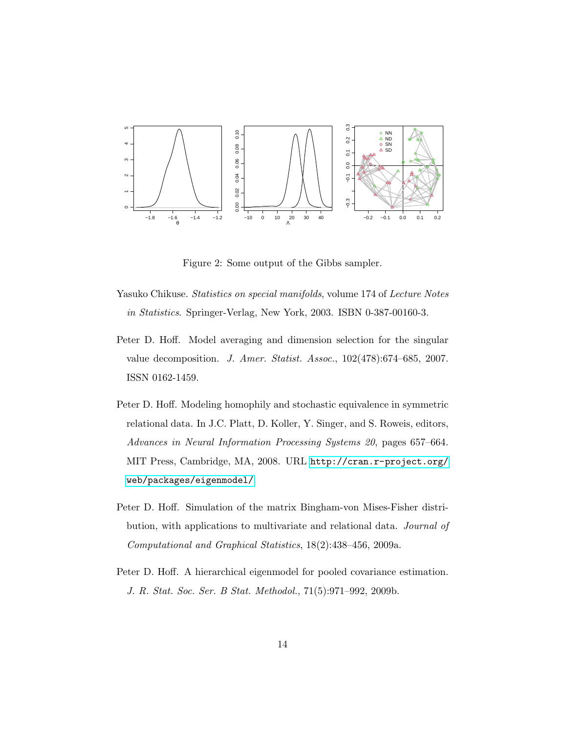Figure 2: Some output of the Gibbs sampler.

Yasuko Chikuse. *Statistics on special manifolds*, volume 174 of *Lecture Notes in Statistics*. Springer-Verlag, New York, 2003. ISBN 0-387-00160-3.

Peter D. Hoff. Model averaging and dimension selection for the singular value decomposition. *J. Amer. Statist. Assoc.*, 102(478):674–685, 2007. ISSN 0162-1459.

Peter D. Hoff. Modeling homophily and stochastic equivalence in symmetric relational data. In J.C. Platt, D. Koller, Y. Singer, and S. Roweis, editors, *Advances in Neural Information Processing Systems 20*, pages 657–664. MIT Press, Cambridge, MA, 2008. URL http://cran.r-project.org/web/packages/eigenmodel/.

Peter D. Hoff. Simulation of the matrix Bingham-von Mises-Fisher distribution, with applications to multivariate and relational data. *Journal of Computational and Graphical Statistics*, 18(2):438–456, 2009a.

Peter D. Hoff. A hierarchical eigenmodel for pooled covariance estimation. *J. R. Stat. Soc. Ser. B Stat. Methodol.*, 71(5):971–992, 2009b.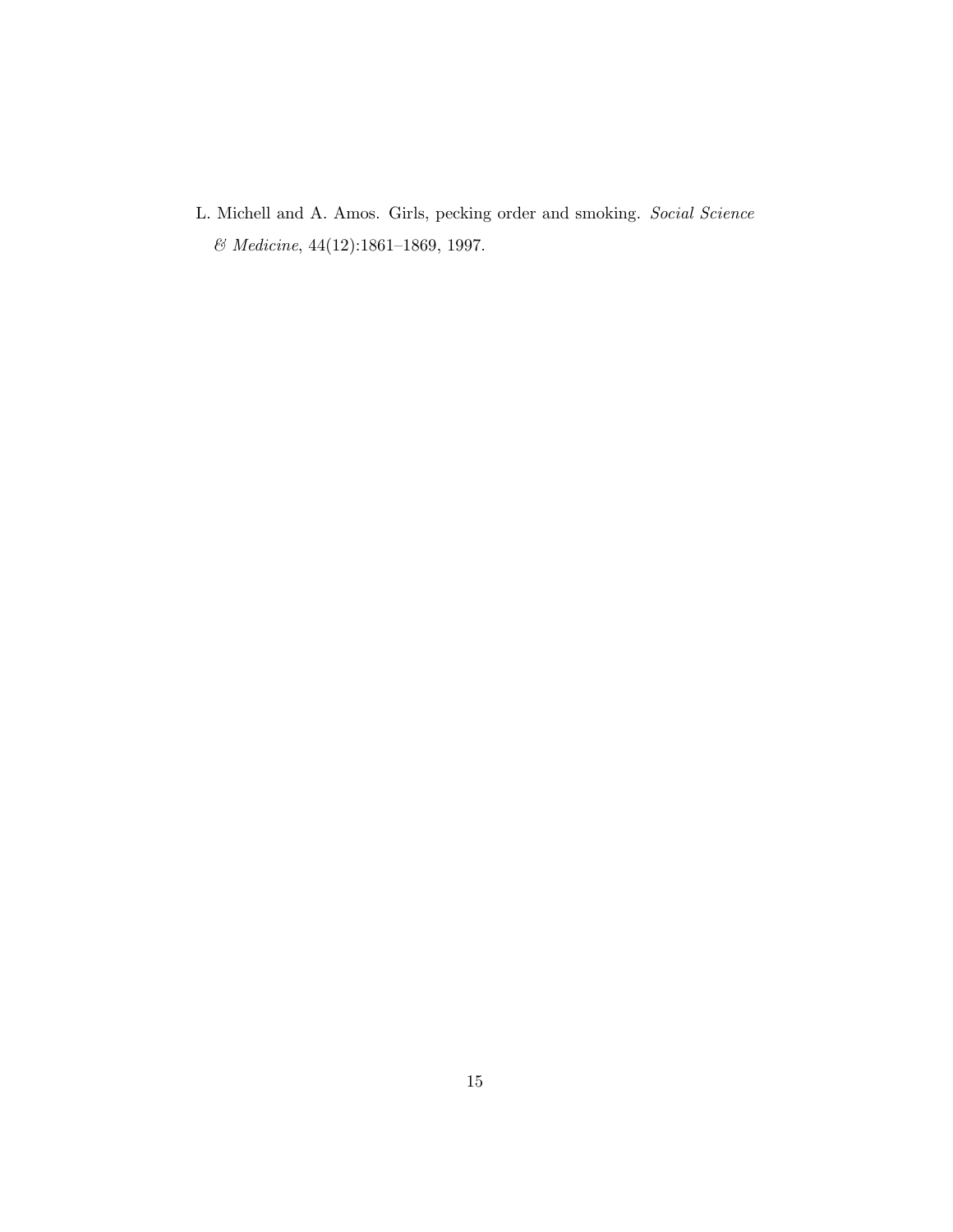L. Michell and A. Amos. Girls, pecking order and smoking. *Social Science & Medicine*, 44(12):1861–1869, 1997.